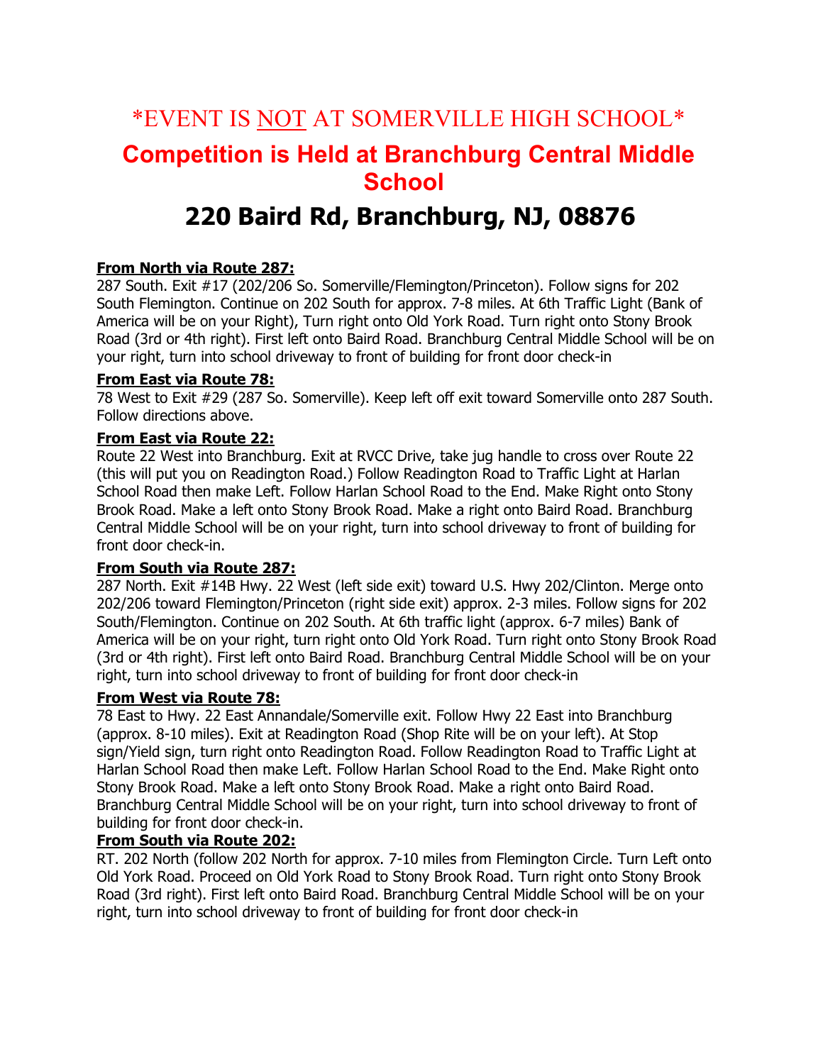# *EVENT IS <u>NOT</u> AT SOMERVILLE HIGH SCHOOL*

# Competition is Held at Branchburg Central Middle School

# 220 Baird Rd, Branchburg, NJ, 08876

**<u>From North via Route 287:</u>**
287 South. Exit #17 (202/206 So. Somerville/Flemington/Princeton). Follow signs for 202 South Flemington. Continue on 202 South for approx. 7-8 miles. At 6th Traffic Light (Bank of America will be on your Right), Turn right onto Old York Road. Turn right onto Stony Brook Road (3rd or 4th right). First left onto Baird Road. Branchburg Central Middle School will be on your right, turn into school driveway to front of building for front door check-in

**<u>From East via Route 78:</u>**
78 West to Exit #29 (287 So. Somerville). Keep left off exit toward Somerville onto 287 South. Follow directions above.

**<u>From East via Route 22:</u>**
Route 22 West into Branchburg. Exit at RVCC Drive, take jug handle to cross over Route 22 (this will put you on Readington Road.) Follow Readington Road to Traffic Light at Harlan School Road then make Left. Follow Harlan School Road to the End. Make Right onto Stony Brook Road. Make a left onto Stony Brook Road. Make a right onto Baird Road. Branchburg Central Middle School will be on your right, turn into school driveway to front of building for front door check-in.

**<u>From South via Route 287:</u>**
287 North. Exit #14B Hwy. 22 West (left side exit) toward U.S. Hwy 202/Clinton. Merge onto 202/206 toward Flemington/Princeton (right side exit) approx. 2-3 miles. Follow signs for 202 South/Flemington. Continue on 202 South. At 6th traffic light (approx. 6-7 miles) Bank of America will be on your right, turn right onto Old York Road. Turn right onto Stony Brook Road (3rd or 4th right). First left onto Baird Road. Branchburg Central Middle School will be on your right, turn into school driveway to front of building for front door check-in

**<u>From West via Route 78:</u>**
78 East to Hwy. 22 East Annandale/Somerville exit. Follow Hwy 22 East into Branchburg (approx. 8-10 miles). Exit at Readington Road (Shop Rite will be on your left). At Stop sign/Yield sign, turn right onto Readington Road. Follow Readington Road to Traffic Light at Harlan School Road then make Left. Follow Harlan School Road to the End. Make Right onto Stony Brook Road. Make a left onto Stony Brook Road. Make a right onto Baird Road. Branchburg Central Middle School will be on your right, turn into school driveway to front of building for front door check-in.

**<u>From South via Route 202:</u>**
RT. 202 North (follow 202 North for approx. 7-10 miles from Flemington Circle. Turn Left onto Old York Road. Proceed on Old York Road to Stony Brook Road. Turn right onto Stony Brook Road (3rd right). First left onto Baird Road. Branchburg Central Middle School will be on your right, turn into school driveway to front of building for front door check-in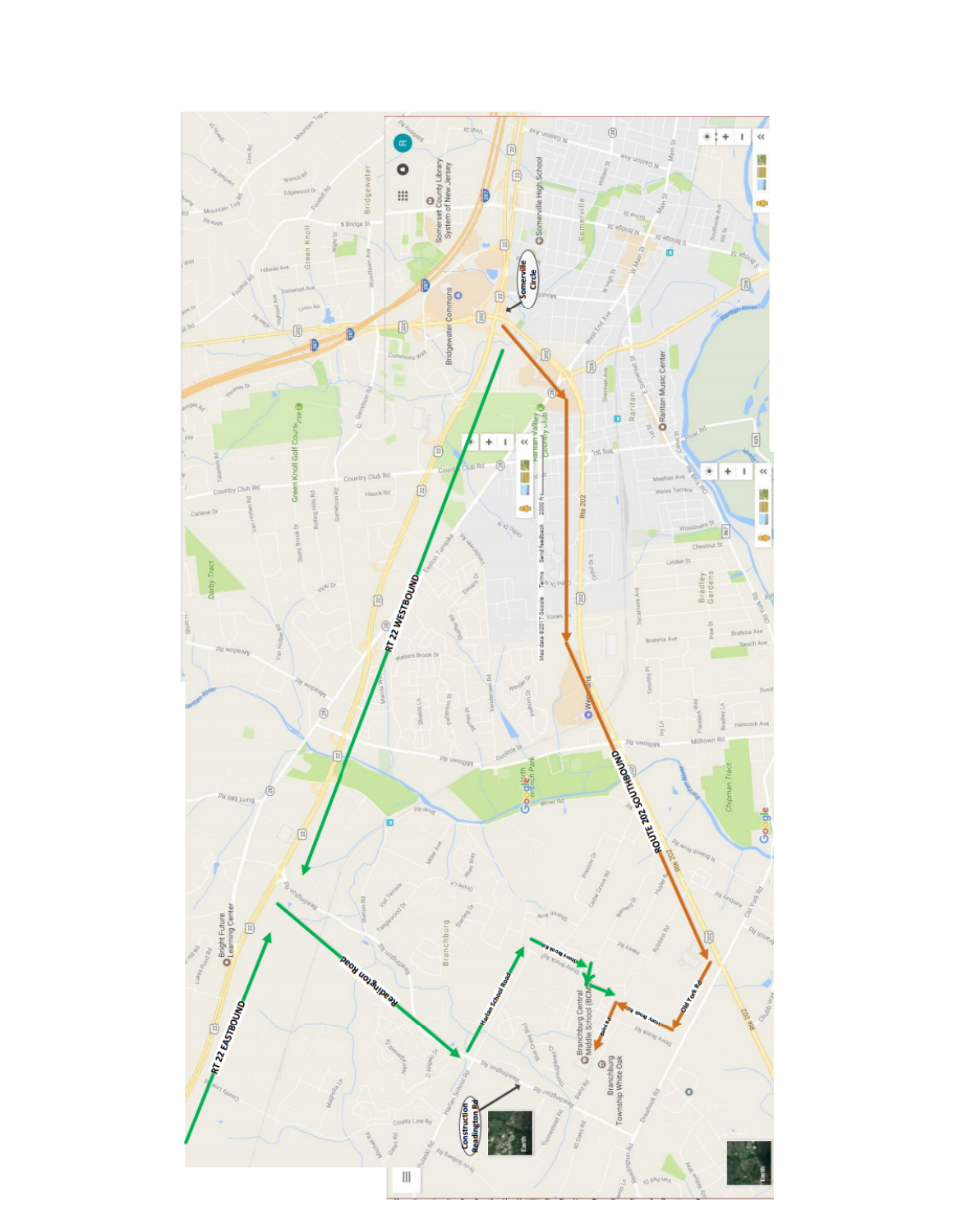Somerville Circle

RT 22 WESTBOUND

ROUTE 202 SOUTHBOUND

RT 22 EASTBOUND

Readington Road

Harlan School Road

Old York Rd

Stony Brook Rd

Construction Readington Rd